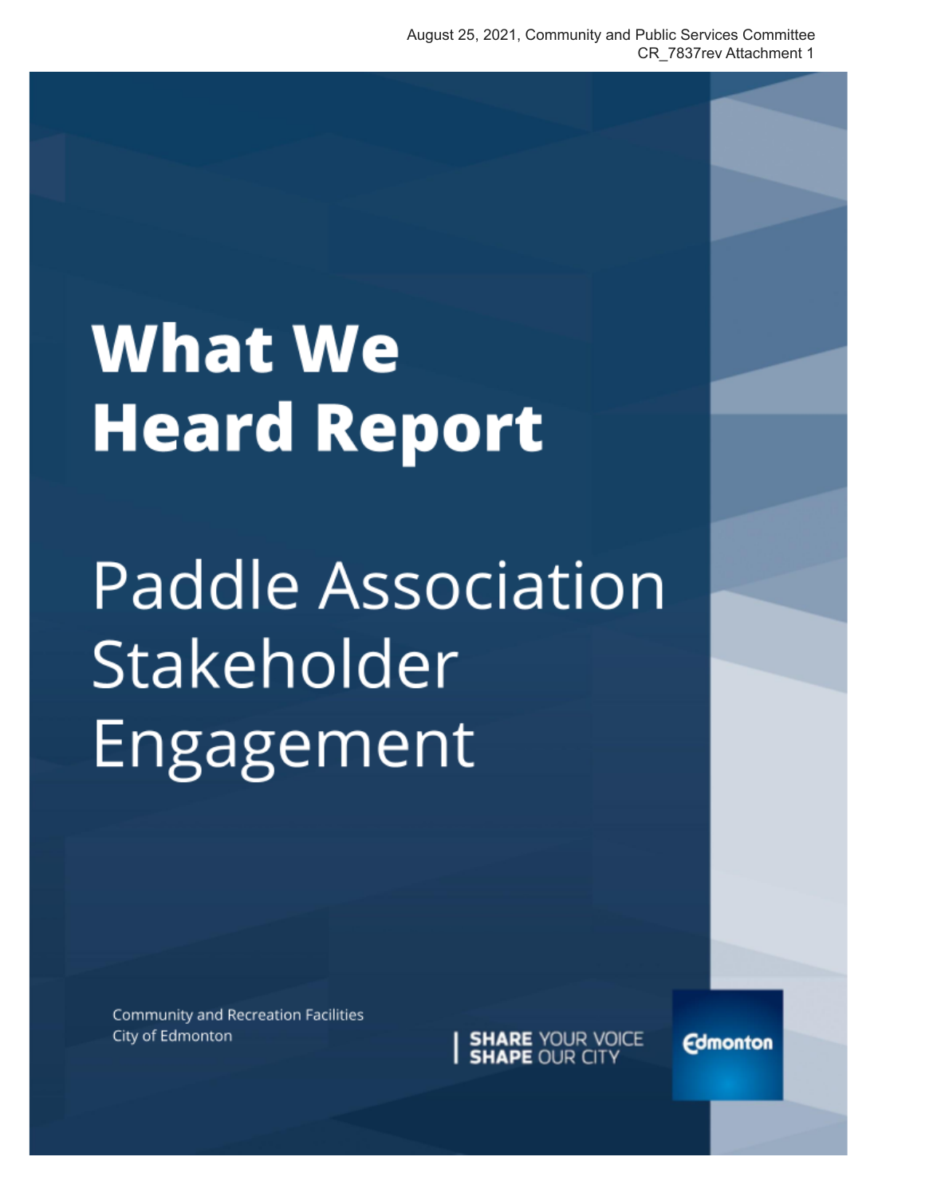August 25, 2021, Community and Public Services Committee
CR_7837rev Attachment 1

# What We Heard Report

## Paddle Association Stakeholder Engagement

Community and Recreation Facilities
City of Edmonton

**SHARE** YOUR VOICE
**SHAPE** OUR CITY

Edmonton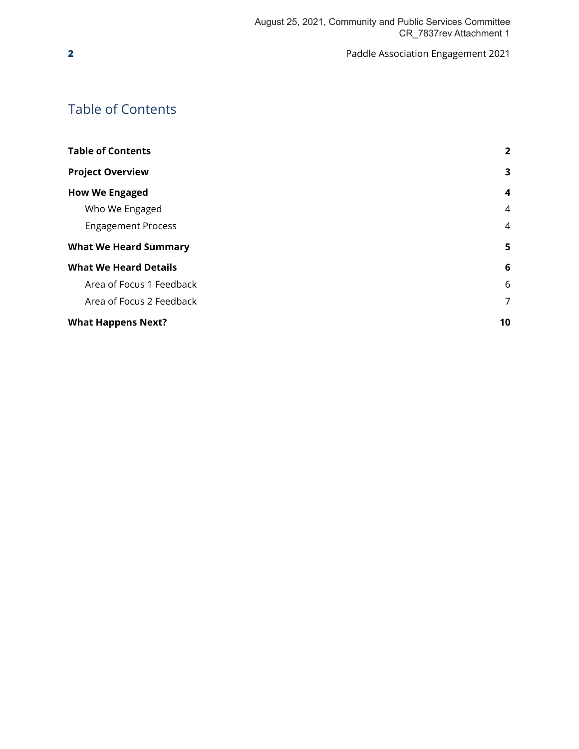# Table of Contents

| | |
|---|---|
| **Table of Contents** | **2** |
| **Project Overview** | **3** |
| **How We Engaged** | **4** |
| Who We Engaged | 4 |
| Engagement Process | 4 |
| **What We Heard Summary** | **5** |
| **What We Heard Details** | **6** |
| Area of Focus 1 Feedback | 6 |
| Area of Focus 2 Feedback | 7 |
| **What Happens Next?** | **10** |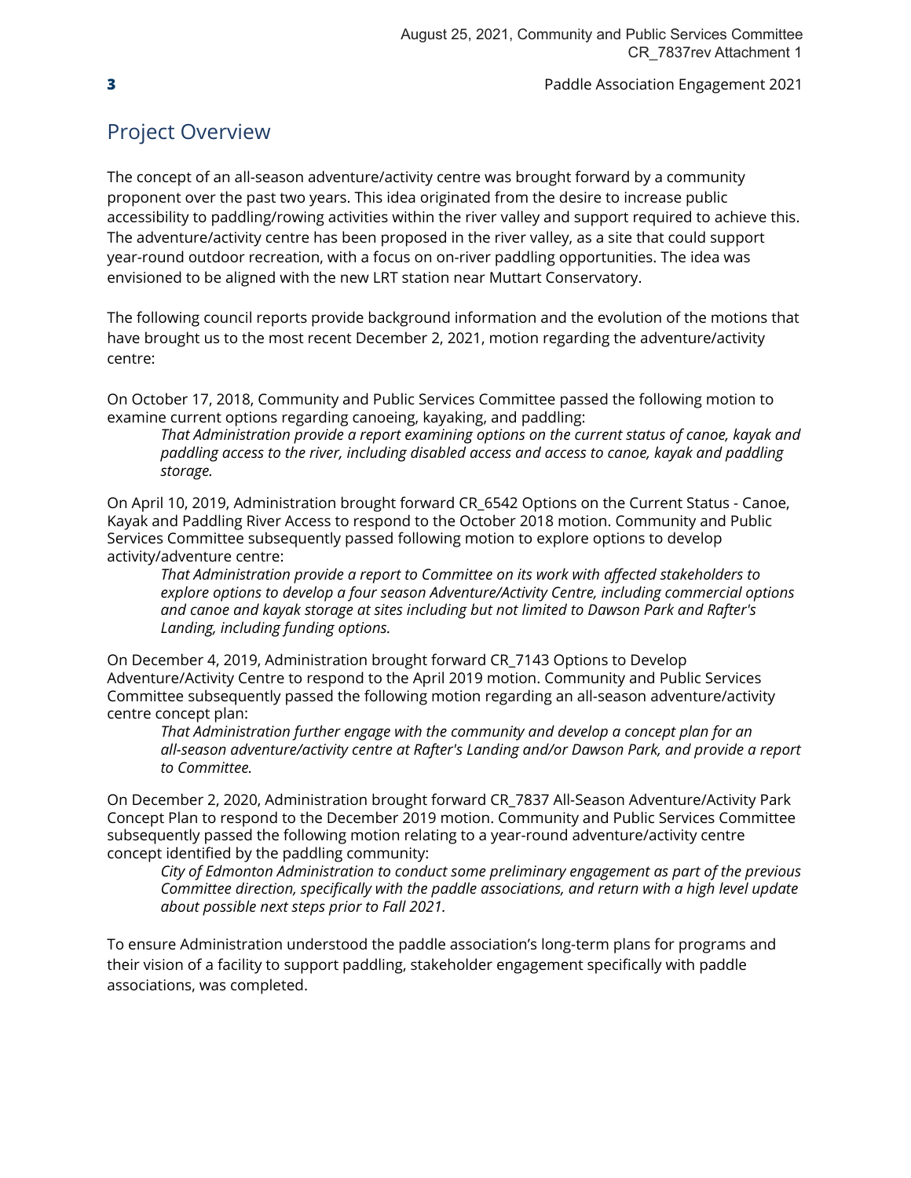## Project Overview

The concept of an all-season adventure/activity centre was brought forward by a community proponent over the past two years. This idea originated from the desire to increase public accessibility to paddling/rowing activities within the river valley and support required to achieve this. The adventure/activity centre has been proposed in the river valley, as a site that could support year-round outdoor recreation, with a focus on on-river paddling opportunities. The idea was envisioned to be aligned with the new LRT station near Muttart Conservatory.

The following council reports provide background information and the evolution of the motions that have brought us to the most recent December 2, 2021, motion regarding the adventure/activity centre:

On October 17, 2018, Community and Public Services Committee passed the following motion to examine current options regarding canoeing, kayaking, and paddling:

> *That Administration provide a report examining options on the current status of canoe, kayak and paddling access to the river, including disabled access and access to canoe, kayak and paddling storage.*

On April 10, 2019, Administration brought forward CR_6542 Options on the Current Status - Canoe, Kayak and Paddling River Access to respond to the October 2018 motion. Community and Public Services Committee subsequently passed following motion to explore options to develop activity/adventure centre:

> *That Administration provide a report to Committee on its work with affected stakeholders to explore options to develop a four season Adventure/Activity Centre, including commercial options and canoe and kayak storage at sites including but not limited to Dawson Park and Rafter's Landing, including funding options.*

On December 4, 2019, Administration brought forward CR_7143 Options to Develop Adventure/Activity Centre to respond to the April 2019 motion. Community and Public Services Committee subsequently passed the following motion regarding an all-season adventure/activity centre concept plan:

> *That Administration further engage with the community and develop a concept plan for an all-season adventure/activity centre at Rafter's Landing and/or Dawson Park, and provide a report to Committee.*

On December 2, 2020, Administration brought forward CR_7837 All-Season Adventure/Activity Park Concept Plan to respond to the December 2019 motion. Community and Public Services Committee subsequently passed the following motion relating to a year-round adventure/activity centre concept identified by the paddling community:

> *City of Edmonton Administration to conduct some preliminary engagement as part of the previous Committee direction, specifically with the paddle associations, and return with a high level update about possible next steps prior to Fall 2021.*

To ensure Administration understood the paddle association's long-term plans for programs and their vision of a facility to support paddling, stakeholder engagement specifically with paddle associations, was completed.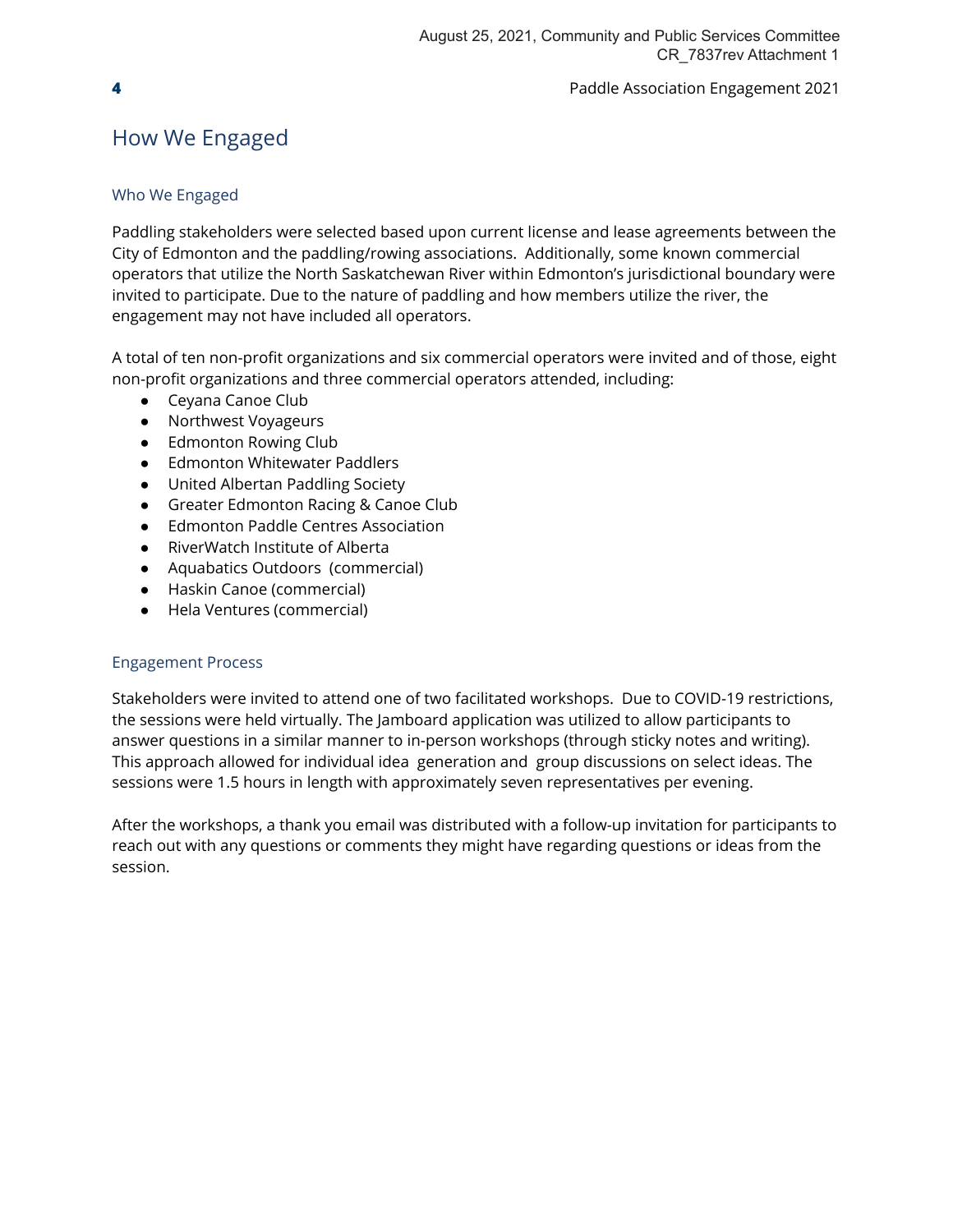# How We Engaged

## Who We Engaged

Paddling stakeholders were selected based upon current license and lease agreements between the City of Edmonton and the paddling/rowing associations.  Additionally, some known commercial operators that utilize the North Saskatchewan River within Edmonton's jurisdictional boundary were invited to participate. Due to the nature of paddling and how members utilize the river, the engagement may not have included all operators.

A total of ten non-profit organizations and six commercial operators were invited and of those, eight non-profit organizations and three commercial operators attended, including:

- Ceyana Canoe Club
- Northwest Voyageurs
- Edmonton Rowing Club
- Edmonton Whitewater Paddlers
- United Albertan Paddling Society
- Greater Edmonton Racing & Canoe Club
- Edmonton Paddle Centres Association
- RiverWatch Institute of Alberta
- Aquabatics Outdoors  (commercial)
- Haskin Canoe (commercial)
- Hela Ventures (commercial)

## Engagement Process

Stakeholders were invited to attend one of two facilitated workshops.  Due to COVID-19 restrictions, the sessions were held virtually. The Jamboard application was utilized to allow participants to answer questions in a similar manner to in-person workshops (through sticky notes and writing). This approach allowed for individual idea  generation and  group discussions on select ideas. The sessions were 1.5 hours in length with approximately seven representatives per evening.

After the workshops, a thank you email was distributed with a follow-up invitation for participants to reach out with any questions or comments they might have regarding questions or ideas from the session.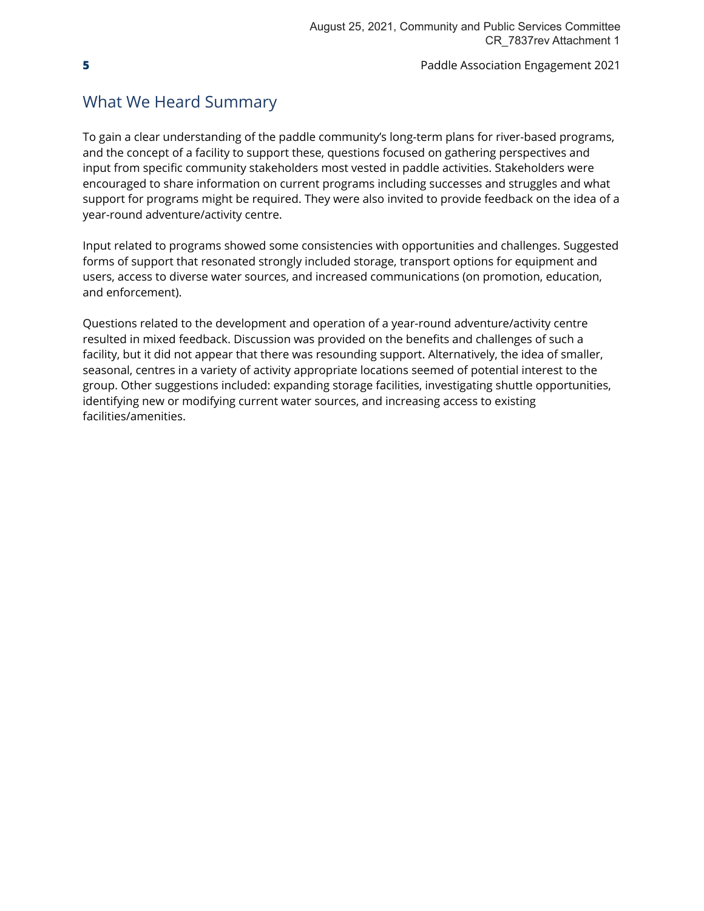## What We Heard Summary

To gain a clear understanding of the paddle community's long-term plans for river-based programs, and the concept of a facility to support these, questions focused on gathering perspectives and input from specific community stakeholders most vested in paddle activities. Stakeholders were encouraged to share information on current programs including successes and struggles and what support for programs might be required. They were also invited to provide feedback on the idea of a year-round adventure/activity centre.

Input related to programs showed some consistencies with opportunities and challenges. Suggested forms of support that resonated strongly included storage, transport options for equipment and users, access to diverse water sources, and increased communications (on promotion, education, and enforcement).

Questions related to the development and operation of a year-round adventure/activity centre resulted in mixed feedback. Discussion was provided on the benefits and challenges of such a facility, but it did not appear that there was resounding support. Alternatively, the idea of smaller, seasonal, centres in a variety of activity appropriate locations seemed of potential interest to the group. Other suggestions included: expanding storage facilities, investigating shuttle opportunities, identifying new or modifying current water sources, and increasing access to existing facilities/amenities.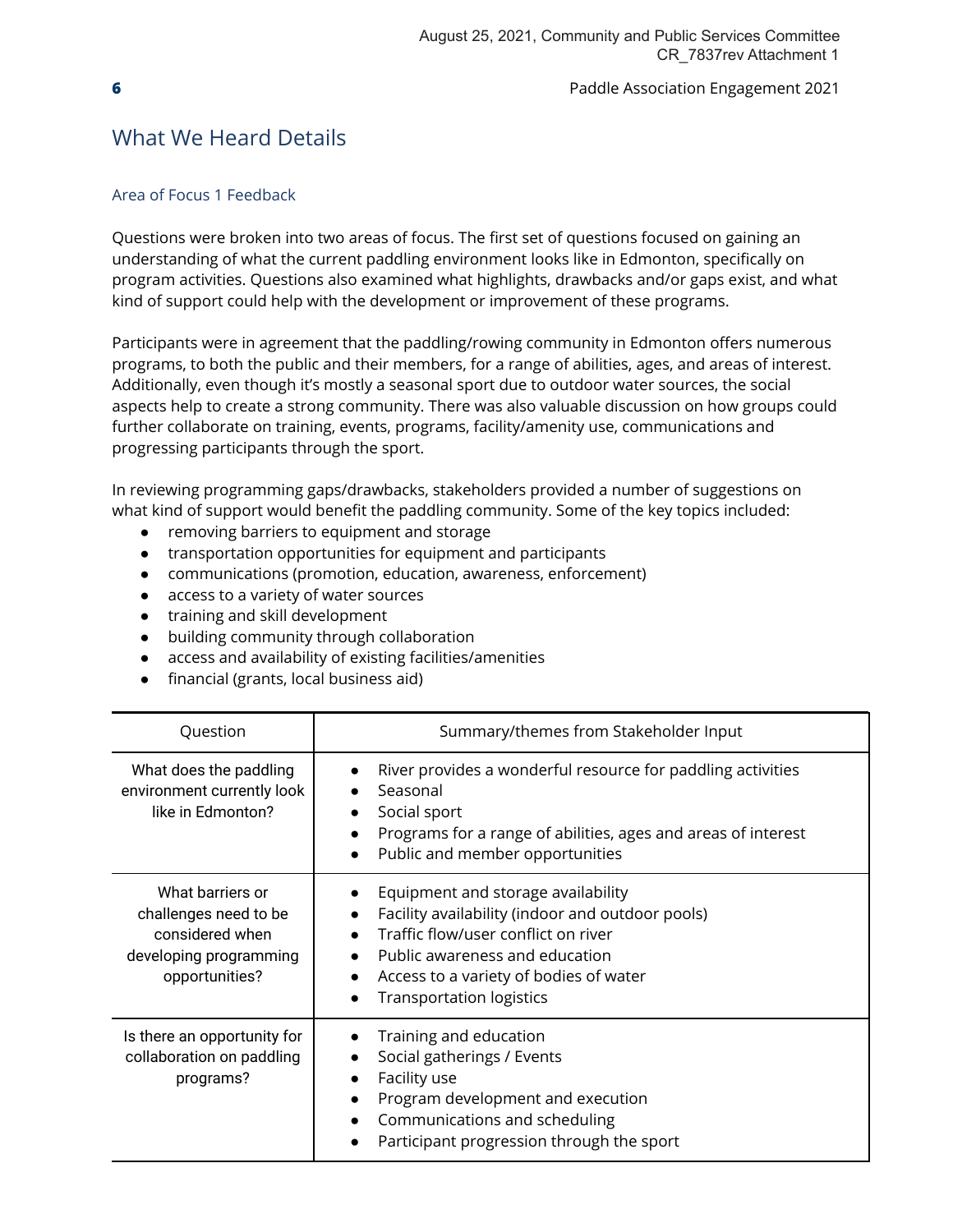## What We Heard Details

### Area of Focus 1 Feedback

Questions were broken into two areas of focus. The first set of questions focused on gaining an understanding of what the current paddling environment looks like in Edmonton, specifically on program activities. Questions also examined what highlights, drawbacks and/or gaps exist, and what kind of support could help with the development or improvement of these programs.

Participants were in agreement that the paddling/rowing community in Edmonton offers numerous programs, to both the public and their members, for a range of abilities, ages, and areas of interest. Additionally, even though it's mostly a seasonal sport due to outdoor water sources, the social aspects help to create a strong community. There was also valuable discussion on how groups could further collaborate on training, events, programs, facility/amenity use, communications and progressing participants through the sport.

In reviewing programming gaps/drawbacks, stakeholders provided a number of suggestions on what kind of support would benefit the paddling community. Some of the key topics included:

- removing barriers to equipment and storage
- transportation opportunities for equipment and participants
- communications (promotion, education, awareness, enforcement)
- access to a variety of water sources
- training and skill development
- building community through collaboration
- access and availability of existing facilities/amenities
- financial (grants, local business aid)

| Question | Summary/themes from Stakeholder Input |
|---|---|
| What does the paddling environment currently look like in Edmonton? | • River provides a wonderful resource for paddling activities<br>• Seasonal<br>• Social sport<br>• Programs for a range of abilities, ages and areas of interest<br>• Public and member opportunities |
| What barriers or challenges need to be considered when developing programming opportunities? | • Equipment and storage availability<br>• Facility availability (indoor and outdoor pools)<br>• Traffic flow/user conflict on river<br>• Public awareness and education<br>• Access to a variety of bodies of water<br>• Transportation logistics |
| Is there an opportunity for collaboration on paddling programs? | • Training and education<br>• Social gatherings / Events<br>• Facility use<br>• Program development and execution<br>• Communications and scheduling<br>• Participant progression through the sport |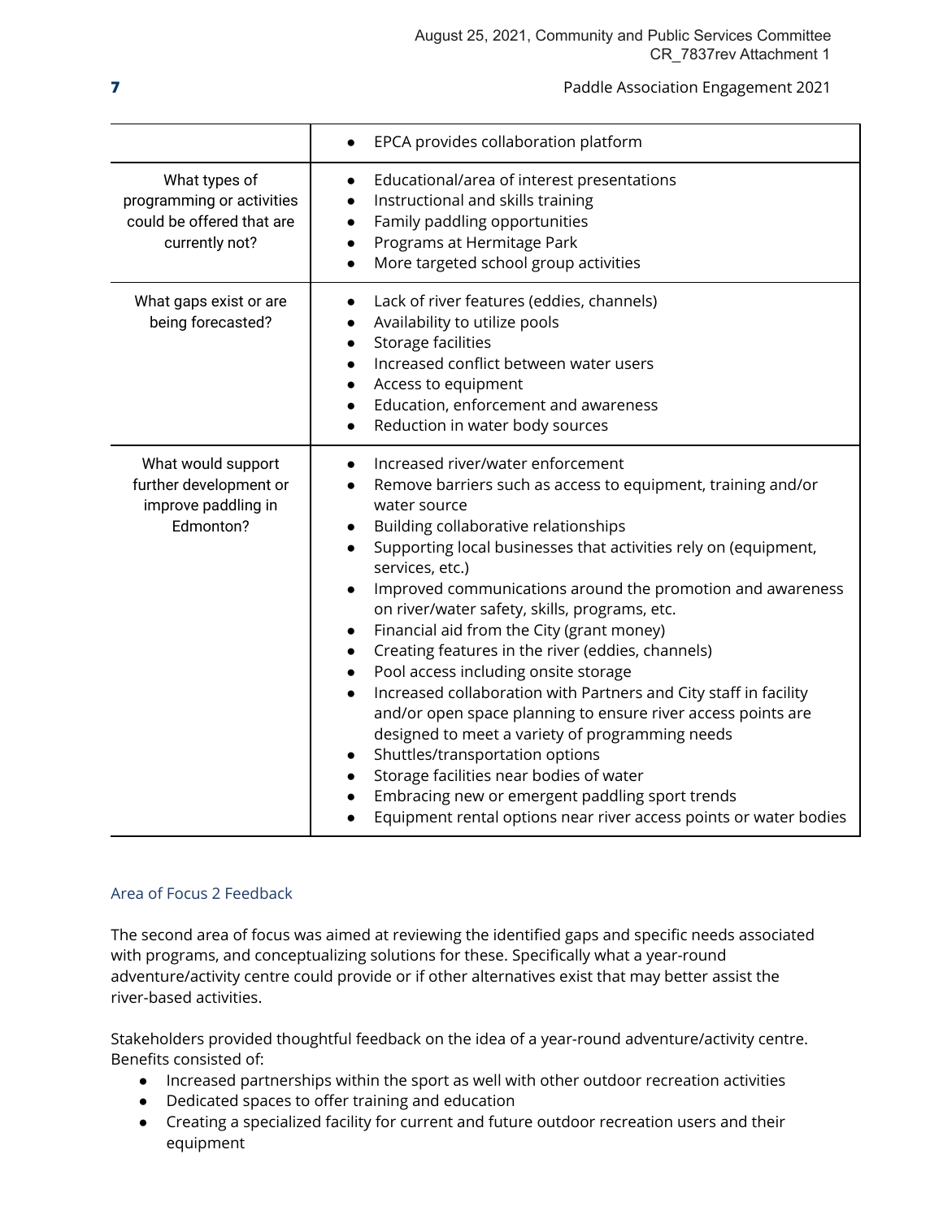| | |
|---|---|
| | • EPCA provides collaboration platform |
| What types of programming or activities could be offered that are currently not? | • Educational/area of interest presentations<br>• Instructional and skills training<br>• Family paddling opportunities<br>• Programs at Hermitage Park<br>• More targeted school group activities |
| What gaps exist or are being forecasted? | • Lack of river features (eddies, channels)<br>• Availability to utilize pools<br>• Storage facilities<br>• Increased conflict between water users<br>• Access to equipment<br>• Education, enforcement and awareness<br>• Reduction in water body sources |
| What would support further development or improve paddling in Edmonton? | • Increased river/water enforcement<br>• Remove barriers such as access to equipment, training and/or water source<br>• Building collaborative relationships<br>• Supporting local businesses that activities rely on (equipment, services, etc.)<br>• Improved communications around the promotion and awareness on river/water safety, skills, programs, etc.<br>• Financial aid from the City (grant money)<br>• Creating features in the river (eddies, channels)<br>• Pool access including onsite storage<br>• Increased collaboration with Partners and City staff in facility and/or open space planning to ensure river access points are designed to meet a variety of programming needs<br>• Shuttles/transportation options<br>• Storage facilities near bodies of water<br>• Embracing new or emergent paddling sport trends<br>• Equipment rental options near river access points or water bodies |

### Area of Focus 2 Feedback

The second area of focus was aimed at reviewing the identified gaps and specific needs associated with programs, and conceptualizing solutions for these. Specifically what a year-round adventure/activity centre could provide or if other alternatives exist that may better assist the river-based activities.

Stakeholders provided thoughtful feedback on the idea of a year-round adventure/activity centre. Benefits consisted of:

- Increased partnerships within the sport as well with other outdoor recreation activities
- Dedicated spaces to offer training and education
- Creating a specialized facility for current and future outdoor recreation users and their equipment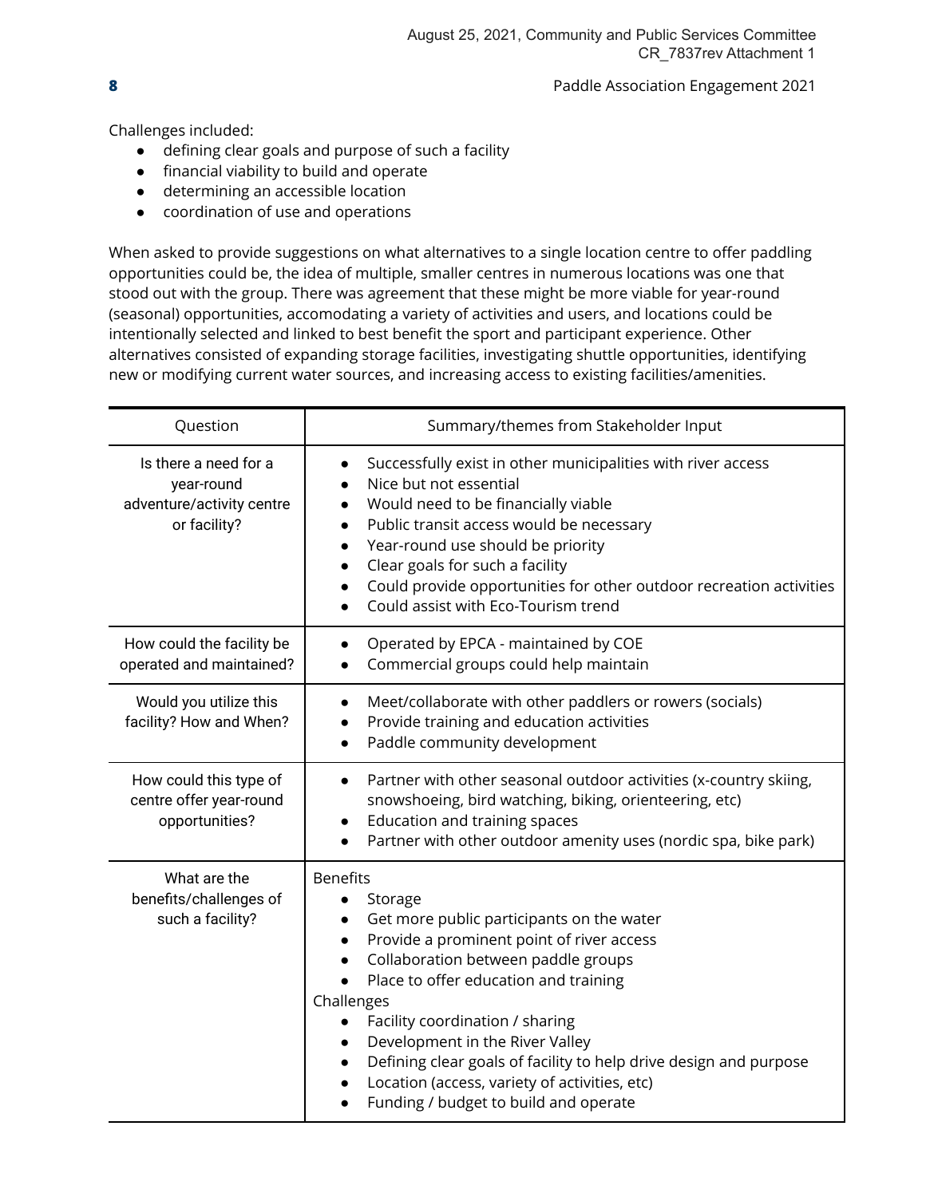Challenges included:

- defining clear goals and purpose of such a facility
- financial viability to build and operate
- determining an accessible location
- coordination of use and operations

When asked to provide suggestions on what alternatives to a single location centre to offer paddling opportunities could be, the idea of multiple, smaller centres in numerous locations was one that stood out with the group. There was agreement that these might be more viable for year-round (seasonal) opportunities, accomodating a variety of activities and users, and locations could be intentionally selected and linked to best benefit the sport and participant experience. Other alternatives consisted of expanding storage facilities, investigating shuttle opportunities, identifying new or modifying current water sources, and increasing access to existing facilities/amenities.

| Question | Summary/themes from Stakeholder Input |
|---|---|
| Is there a need for a year-round adventure/activity centre or facility? | • Successfully exist in other municipalities with river access<br>• Nice but not essential<br>• Would need to be financially viable<br>• Public transit access would be necessary<br>• Year-round use should be priority<br>• Clear goals for such a facility<br>• Could provide opportunities for other outdoor recreation activities<br>• Could assist with Eco-Tourism trend |
| How could the facility be operated and maintained? | • Operated by EPCA - maintained by COE<br>• Commercial groups could help maintain |
| Would you utilize this facility? How and When? | • Meet/collaborate with other paddlers or rowers (socials)<br>• Provide training and education activities<br>• Paddle community development |
| How could this type of centre offer year-round opportunities? | • Partner with other seasonal outdoor activities (x-country skiing, snowshoeing, bird watching, biking, orienteering, etc)<br>• Education and training spaces<br>• Partner with other outdoor amenity uses (nordic spa, bike park) |
| What are the benefits/challenges of such a facility? | Benefits<br>• Storage<br>• Get more public participants on the water<br>• Provide a prominent point of river access<br>• Collaboration between paddle groups<br>• Place to offer education and training<br>Challenges<br>• Facility coordination / sharing<br>• Development in the River Valley<br>• Defining clear goals of facility to help drive design and purpose<br>• Location (access, variety of activities, etc)<br>• Funding / budget to build and operate |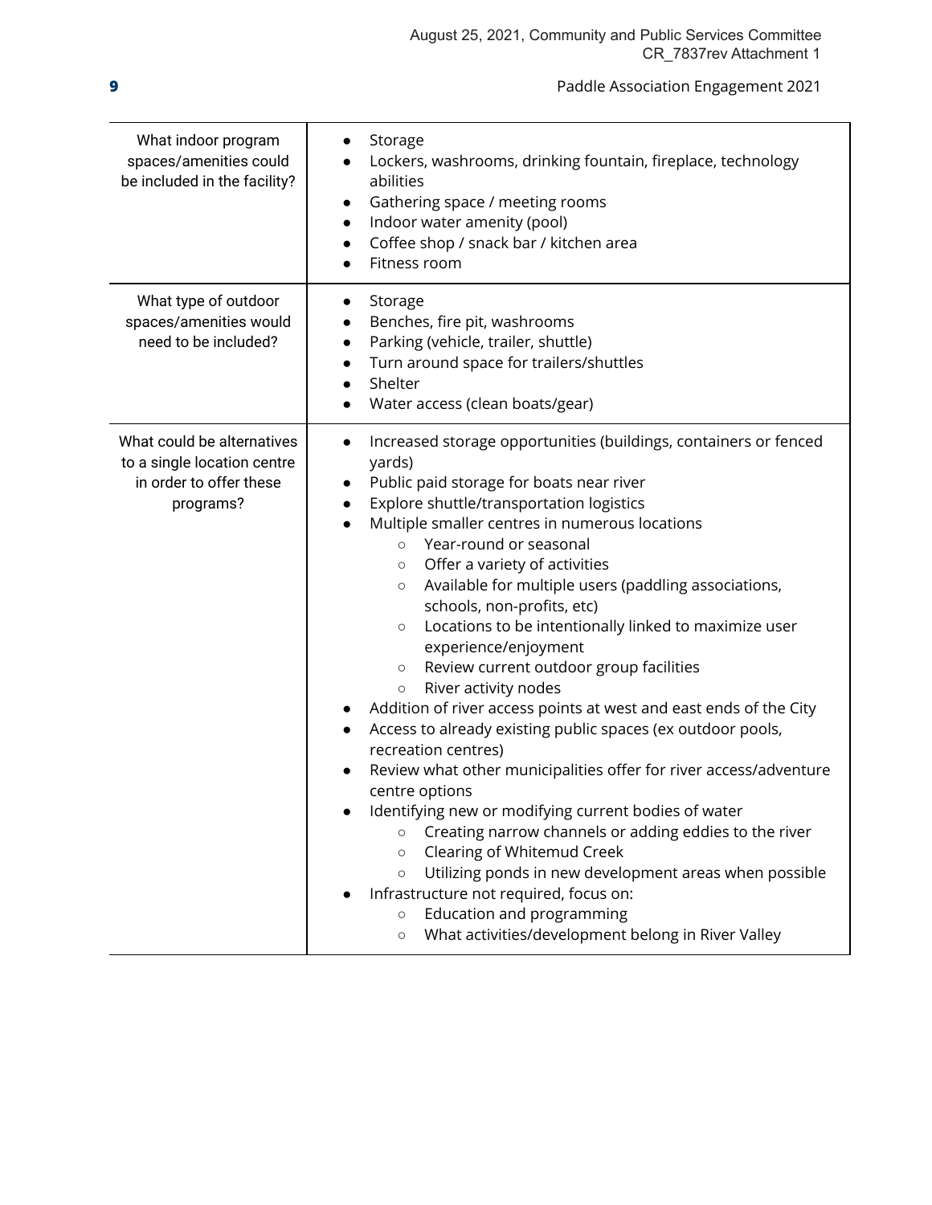| What indoor program spaces/amenities could be included in the facility? | ● Storage<br>● Lockers, washrooms, drinking fountain, fireplace, technology abilities<br>● Gathering space / meeting rooms<br>● Indoor water amenity (pool)<br>● Coffee shop / snack bar / kitchen area<br>● Fitness room |
|---|---|
| What type of outdoor spaces/amenities would need to be included? | ● Storage<br>● Benches, fire pit, washrooms<br>● Parking (vehicle, trailer, shuttle)<br>● Turn around space for trailers/shuttles<br>● Shelter<br>● Water access (clean boats/gear) |
| What could be alternatives to a single location centre in order to offer these programs? | ● Increased storage opportunities (buildings, containers or fenced yards)<br>● Public paid storage for boats near river<br>● Explore shuttle/transportation logistics<br>● Multiple smaller centres in numerous locations<br>&nbsp;&nbsp;&nbsp;&nbsp;○ Year-round or seasonal<br>&nbsp;&nbsp;&nbsp;&nbsp;○ Offer a variety of activities<br>&nbsp;&nbsp;&nbsp;&nbsp;○ Available for multiple users (paddling associations, schools, non-profits, etc)<br>&nbsp;&nbsp;&nbsp;&nbsp;○ Locations to be intentionally linked to maximize user experience/enjoyment<br>&nbsp;&nbsp;&nbsp;&nbsp;○ Review current outdoor group facilities<br>&nbsp;&nbsp;&nbsp;&nbsp;○ River activity nodes<br>● Addition of river access points at west and east ends of the City<br>● Access to already existing public spaces (ex outdoor pools, recreation centres)<br>● Review what other municipalities offer for river access/adventure centre options<br>● Identifying new or modifying current bodies of water<br>&nbsp;&nbsp;&nbsp;&nbsp;○ Creating narrow channels or adding eddies to the river<br>&nbsp;&nbsp;&nbsp;&nbsp;○ Clearing of Whitemud Creek<br>&nbsp;&nbsp;&nbsp;&nbsp;○ Utilizing ponds in new development areas when possible<br>● Infrastructure not required, focus on:<br>&nbsp;&nbsp;&nbsp;&nbsp;○ Education and programming<br>&nbsp;&nbsp;&nbsp;&nbsp;○ What activities/development belong in River Valley |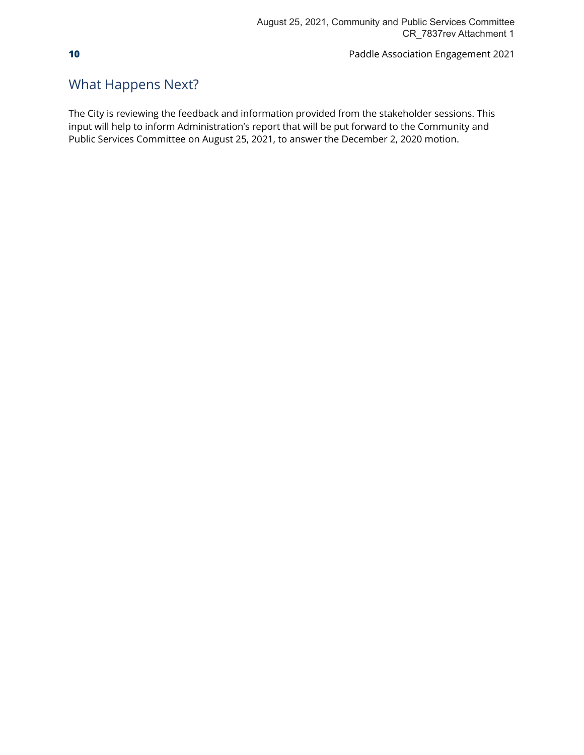## What Happens Next?

The City is reviewing the feedback and information provided from the stakeholder sessions. This input will help to inform Administration's report that will be put forward to the Community and Public Services Committee on August 25, 2021, to answer the December 2, 2020 motion.